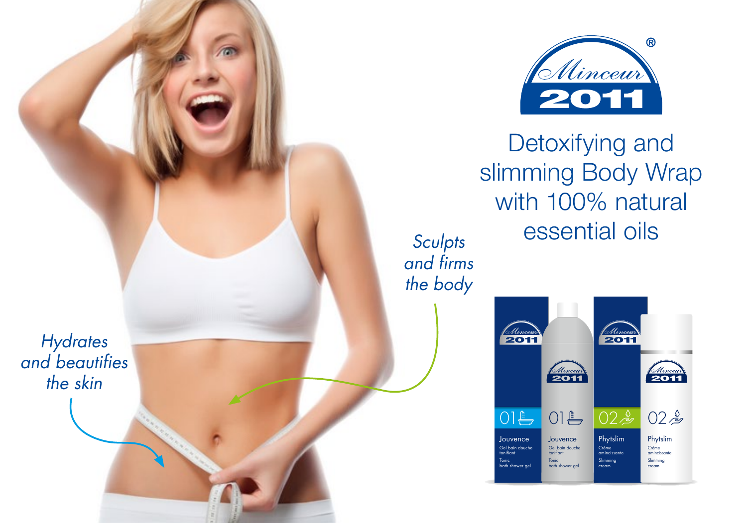Minceur® 2011

# Detoxifying and slimming Body Wrap with 100% natural essential oils

*Sculpts and firms the body*

*Hydrates and beautifies the skin*

01 Jouvence
Gel bain douche tonifiant
Tonic bath shower gel

01 Jouvence
Gel bain douche tonifiant
Tonic bath shower gel

02 Phytslim
Crème amincissante
Slimming cream

02 Phytslim
Crème amincissante
Slimming cream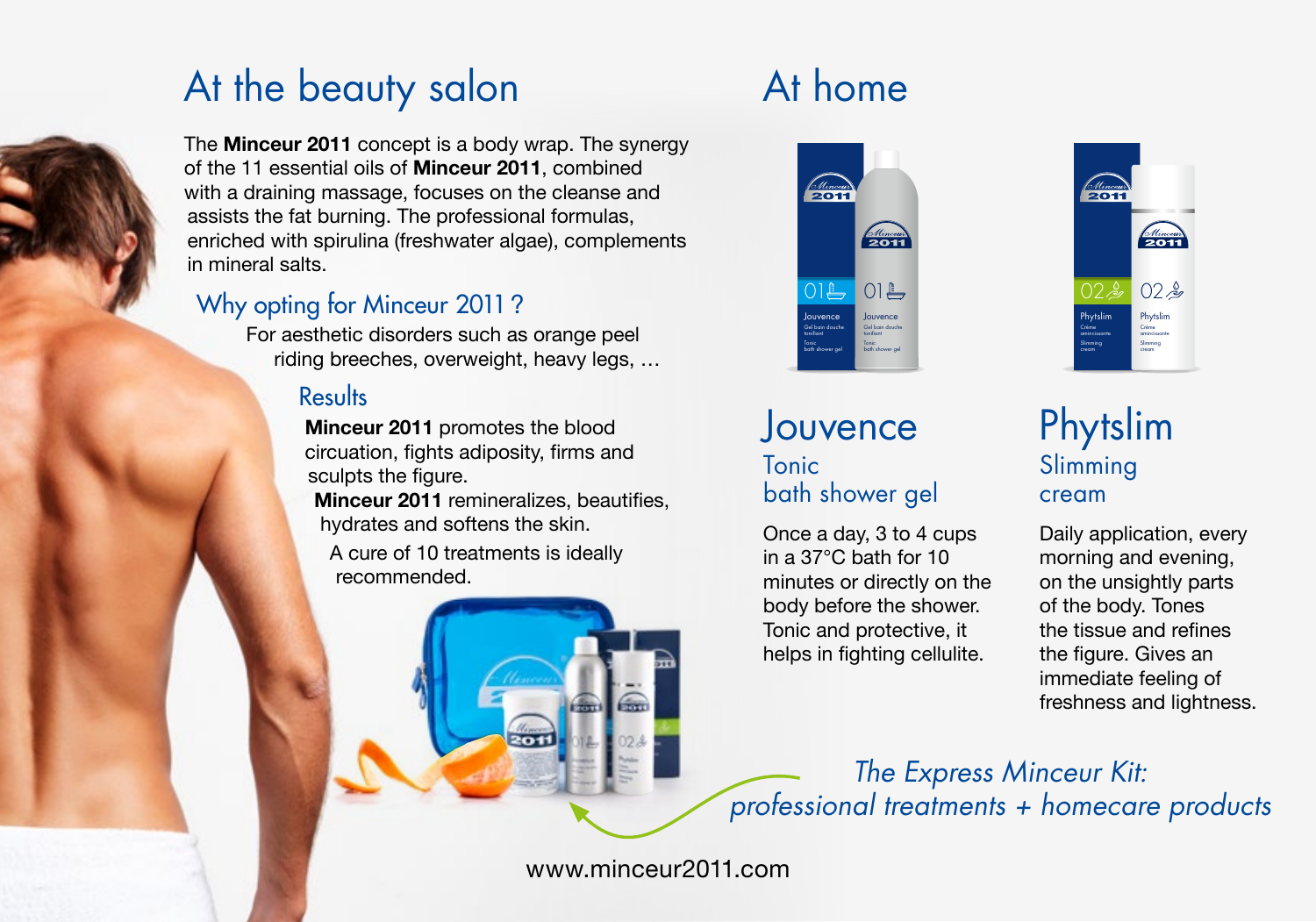# At the beauty salon

The **Minceur 2011** concept is a body wrap. The synergy of the 11 essential oils of **Minceur 2011**, combined with a draining massage, focuses on the cleanse and assists the fat burning. The professional formulas, enriched with spirulina (freshwater algae), complements in mineral salts.

## Why opting for Minceur 2011 ?

For aesthetic disorders such as orange peel riding breeches, overweight, heavy legs, …

### Results

**Minceur 2011** promotes the blood circuation, fights adiposity, firms and sculpts the figure.

**Minceur 2011** remineralizes, beautifies, hydrates and softens the skin.

A cure of 10 treatments is ideally recommended.

# At home

## Jouvence

### Tonic bath shower gel

Once a day, 3 to 4 cups in a 37°C bath for 10 minutes or directly on the body before the shower. Tonic and protective, it helps in fighting cellulite.

## Phytslim

### Slimming cream

Daily application, every morning and evening, on the unsightly parts of the body. Tones the tissue and refines the figure. Gives an immediate feeling of freshness and lightness.

*The Express Minceur Kit: professional treatments + homecare products*

www.minceur2011.com